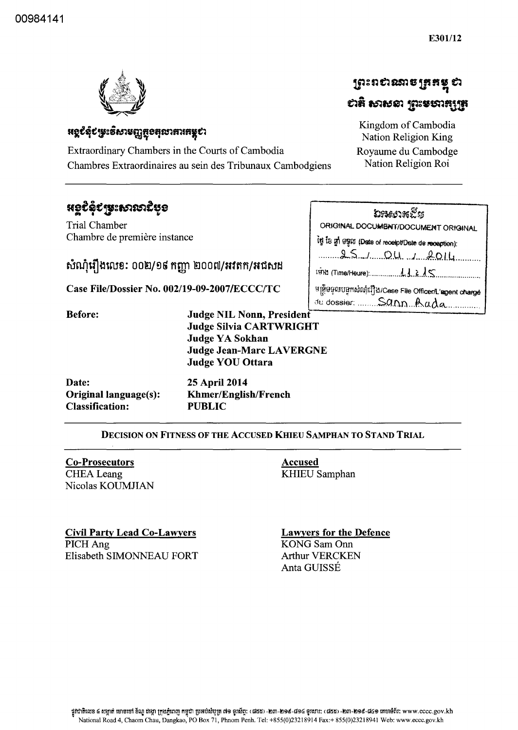00984141

E301/12

ព្រះរាជាណាចក្រកម្ពុជា
ជាតិ សាសនា ព្រះមហាក្សត្រ

Kingdom of Cambodia
Nation Religion King
Royaume du Cambodge
Nation Religion Roi

អង្គជំនុំជម្រះវិសាមញ្ញក្នុងតុលាការកម្ពុជា

Extraordinary Chambers in the Courts of Cambodia
Chambres Extraordinaires au sein des Tribunaux Cambodgiens

អង្គជំនុំជម្រះសាលាដំបូង

Trial Chamber
Chambre de première instance

សំណុំរឿងលេខ: ០០២/១៩ កញ្ញា ២០០៧/អវតក/អជសដ

Case File/Dossier No. 002/19-09-2007/ECCC/TC

ឯកសារដើម
ORIGINAL DOCUMENT/DOCUMENT ORIGINAL
ថ្ងៃ ខែ ឆ្នាំ ទទួល (Date of receipt/Date de reception): 25 / 04 / 2014
ម៉ោង (Time/Heure): 11:15
មន្ត្រីទទួលបន្ទុកសំណុំរឿង/Case File Officer/L'agent chargé du dossier: Sann Rada

**Before:**
Judge NIL Nonn, President
Judge Silvia CARTWRIGHT
Judge YA Sokhan
Judge Jean-Marc LAVERGNE
Judge YOU Ottara

**Date:** 25 April 2014
**Original language(s):** Khmer/English/French
**Classification:** PUBLIC

## DECISION ON FITNESS OF THE ACCUSED KHIEU SAMPHAN TO STAND TRIAL

**Co-Prosecutors**
CHEA Leang
Nicolas KOUMJIAN

**Accused**
KHIEU Samphan

**Civil Party Lead Co-Lawyers**
PICH Ang
Elisabeth SIMONNEAU FORT

**Lawyers for the Defence**
KONG Sam Onn
Arthur VERCKEN
Anta GUISSÉ

ផ្លូវជាតិលេខ ៤ សង្កាត់ ចោមចៅ ខណ្ឌ ដង្កោ ក្រុងភ្នំពេញ កម្ពុជា ប្រអប់សំបុត្រ ៧១ ទូរស័ព្ទ: (៨៥៥) -២៣-២១៨-៩១៤ ទូរសារ: (៨៥៥) -២៣-២១៨-៩៤១ គេហទំព័រ: www.eccc.gov.kh
National Road 4, Chaom Chau, Dangkao, PO Box 71, Phnom Penh. Tel: +855(0)23218914 Fax:+ 855(0)23218941 Web: www.eccc.gov.kh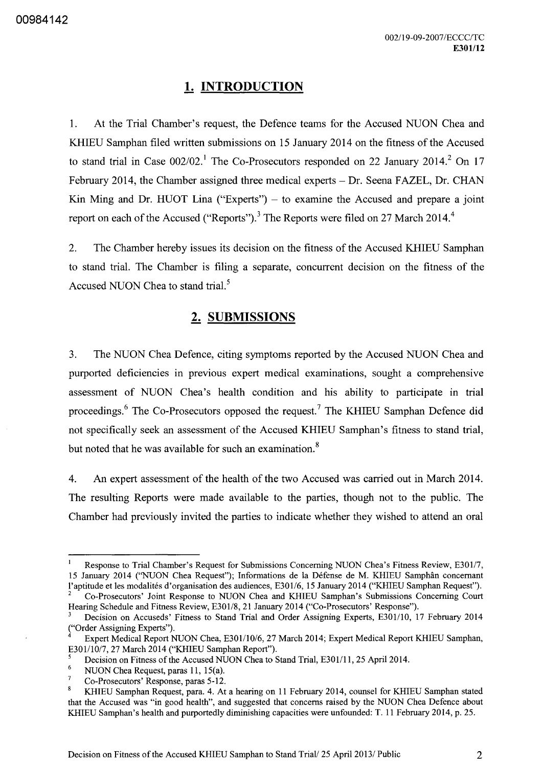## 1. INTRODUCTION

1. At the Trial Chamber's request, the Defence teams for the Accused NUON Chea and KHIEU Samphan filed written submissions on 15 January 2014 on the fitness of the Accused to stand trial in Case 002/02.[1] The Co-Prosecutors responded on 22 January 2014.[2] On 17 February 2014, the Chamber assigned three medical experts – Dr. Seena FAZEL, Dr. CHAN Kin Ming and Dr. HUOT Lina ("Experts") – to examine the Accused and prepare a joint report on each of the Accused ("Reports").[3] The Reports were filed on 27 March 2014.[4]

2. The Chamber hereby issues its decision on the fitness of the Accused KHIEU Samphan to stand trial. The Chamber is filing a separate, concurrent decision on the fitness of the Accused NUON Chea to stand trial.[5]

## 2. SUBMISSIONS

3. The NUON Chea Defence, citing symptoms reported by the Accused NUON Chea and purported deficiencies in previous expert medical examinations, sought a comprehensive assessment of NUON Chea's health condition and his ability to participate in trial proceedings.[6] The Co-Prosecutors opposed the request.[7] The KHIEU Samphan Defence did not specifically seek an assessment of the Accused KHIEU Samphan's fitness to stand trial, but noted that he was available for such an examination.[8]

4. An expert assessment of the health of the two Accused was carried out in March 2014. The resulting Reports were made available to the parties, though not to the public. The Chamber had previously invited the parties to indicate whether they wished to attend an oral

---

[1] Response to Trial Chamber's Request for Submissions Concerning NUON Chea's Fitness Review, E301/7, 15 January 2014 ("NUON Chea Request"); Informations de la Défense de M. KHIEU Samphân concernant l'aptitude et les modalités d'organisation des audiences, E301/6, 15 January 2014 ("KHIEU Samphan Request").

[2] Co-Prosecutors' Joint Response to NUON Chea and KHIEU Samphan's Submissions Concerning Court Hearing Schedule and Fitness Review, E301/8, 21 January 2014 ("Co-Prosecutors' Response").

[3] Decision on Accuseds' Fitness to Stand Trial and Order Assigning Experts, E301/10, 17 February 2014 ("Order Assigning Experts").

[4] Expert Medical Report NUON Chea, E301/10/6, 27 March 2014; Expert Medical Report KHIEU Samphan, E301/10/7, 27 March 2014 ("KHIEU Samphan Report").

[5] Decision on Fitness of the Accused NUON Chea to Stand Trial, E301/11, 25 April 2014.

[6] NUON Chea Request, paras 11, 15(a).

[7] Co-Prosecutors' Response, paras 5-12.

[8] KHIEU Samphan Request, para. 4. At a hearing on 11 February 2014, counsel for KHIEU Samphan stated that the Accused was "in good health", and suggested that concerns raised by the NUON Chea Defence about KHIEU Samphan's health and purportedly diminishing capacities were unfounded: T. 11 February 2014, p. 25.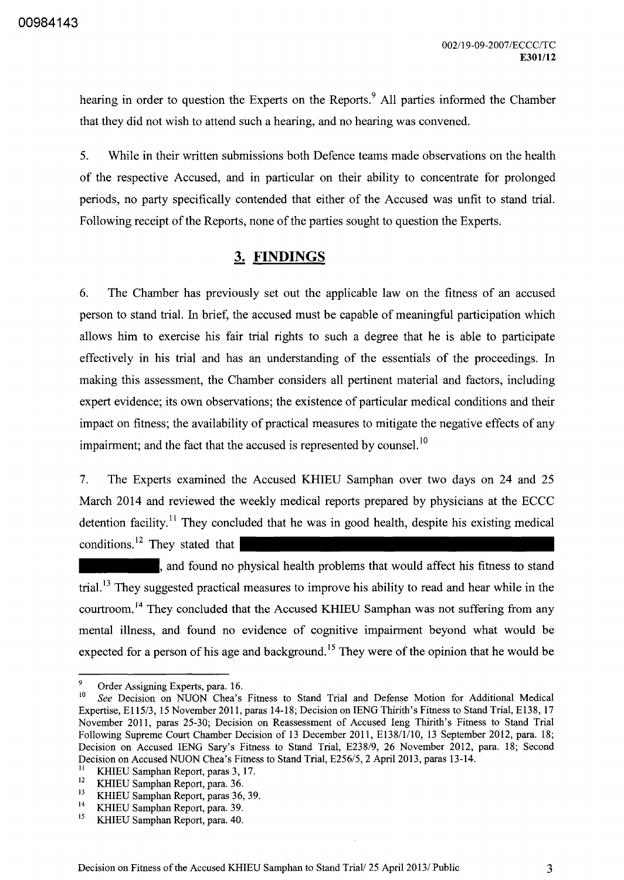hearing in order to question the Experts on the Reports.[9] All parties informed the Chamber that they did not wish to attend such a hearing, and no hearing was convened.

5. While in their written submissions both Defence teams made observations on the health of the respective Accused, and in particular on their ability to concentrate for prolonged periods, no party specifically contended that either of the Accused was unfit to stand trial. Following receipt of the Reports, none of the parties sought to question the Experts.

## 3. FINDINGS

6. The Chamber has previously set out the applicable law on the fitness of an accused person to stand trial. In brief, the accused must be capable of meaningful participation which allows him to exercise his fair trial rights to such a degree that he is able to participate effectively in his trial and has an understanding of the essentials of the proceedings. In making this assessment, the Chamber considers all pertinent material and factors, including expert evidence; its own observations; the existence of particular medical conditions and their impact on fitness; the availability of practical measures to mitigate the negative effects of any impairment; and the fact that the accused is represented by counsel.[10]

7. The Experts examined the Accused KHIEU Samphan over two days on 24 and 25 March 2014 and reviewed the weekly medical reports prepared by physicians at the ECCC detention facility.[11] They concluded that he was in good health, despite his existing medical conditions.[12] They stated that [REDACTED], and found no physical health problems that would affect his fitness to stand trial.[13] They suggested practical measures to improve his ability to read and hear while in the courtroom.[14] They concluded that the Accused KHIEU Samphan was not suffering from any mental illness, and found no evidence of cognitive impairment beyond what would be expected for a person of his age and background.[15] They were of the opinion that he would be

---

[9] Order Assigning Experts, para. 16.

[10] *See* Decision on NUON Chea's Fitness to Stand Trial and Defense Motion for Additional Medical Expertise, E115/3, 15 November 2011, paras 14-18; Decision on IENG Thirith's Fitness to Stand Trial, E138, 17 November 2011, paras 25-30; Decision on Reassessment of Accused Ieng Thirith's Fitness to Stand Trial Following Supreme Court Chamber Decision of 13 December 2011, E138/1/10, 13 September 2012, para. 18; Decision on Accused IENG Sary's Fitness to Stand Trial, E238/9, 26 November 2012, para. 18; Second Decision on Accused NUON Chea's Fitness to Stand Trial, E256/5, 2 April 2013, paras 13-14.

[11] KHIEU Samphan Report, paras 3, 17.

[12] KHIEU Samphan Report, para. 36.

[13] KHIEU Samphan Report, paras 36, 39.

[14] KHIEU Samphan Report, para. 39.

[15] KHIEU Samphan Report, para. 40.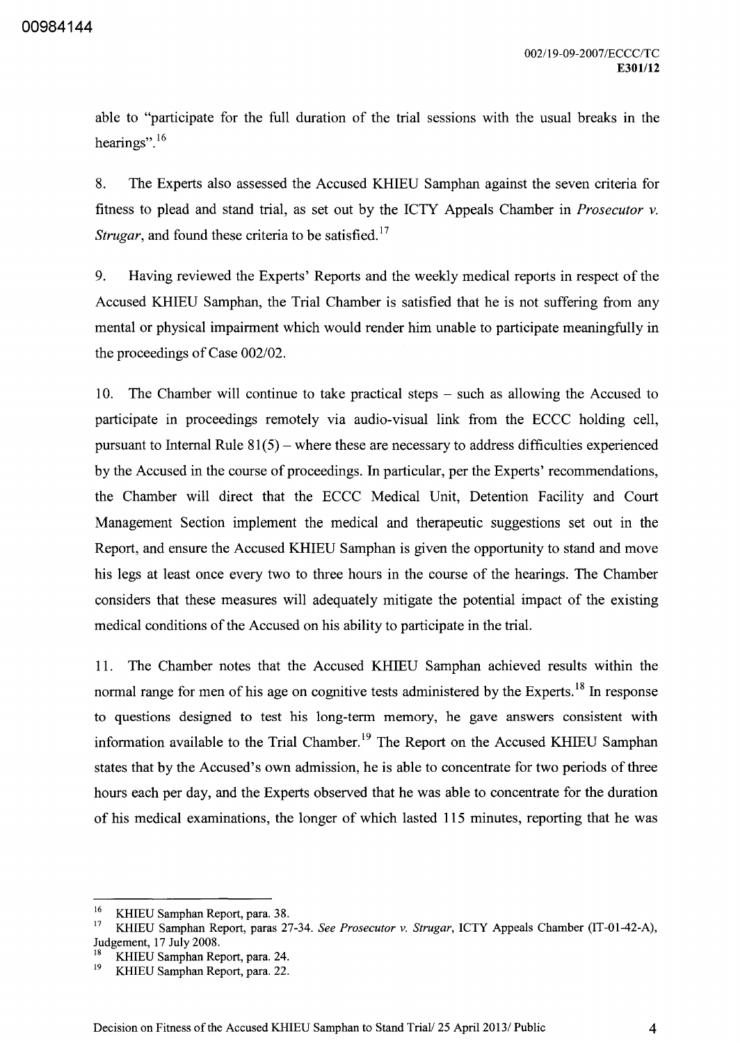able to "participate for the full duration of the trial sessions with the usual breaks in the hearings".[16]

8. The Experts also assessed the Accused KHIEU Samphan against the seven criteria for fitness to plead and stand trial, as set out by the ICTY Appeals Chamber in *Prosecutor v. Strugar*, and found these criteria to be satisfied.[17]

9. Having reviewed the Experts' Reports and the weekly medical reports in respect of the Accused KHIEU Samphan, the Trial Chamber is satisfied that he is not suffering from any mental or physical impairment which would render him unable to participate meaningfully in the proceedings of Case 002/02.

10. The Chamber will continue to take practical steps – such as allowing the Accused to participate in proceedings remotely via audio-visual link from the ECCC holding cell, pursuant to Internal Rule 81(5) – where these are necessary to address difficulties experienced by the Accused in the course of proceedings. In particular, per the Experts' recommendations, the Chamber will direct that the ECCC Medical Unit, Detention Facility and Court Management Section implement the medical and therapeutic suggestions set out in the Report, and ensure the Accused KHIEU Samphan is given the opportunity to stand and move his legs at least once every two to three hours in the course of the hearings. The Chamber considers that these measures will adequately mitigate the potential impact of the existing medical conditions of the Accused on his ability to participate in the trial.

11. The Chamber notes that the Accused KHIEU Samphan achieved results within the normal range for men of his age on cognitive tests administered by the Experts.[18] In response to questions designed to test his long-term memory, he gave answers consistent with information available to the Trial Chamber.[19] The Report on the Accused KHIEU Samphan states that by the Accused's own admission, he is able to concentrate for two periods of three hours each per day, and the Experts observed that he was able to concentrate for the duration of his medical examinations, the longer of which lasted 115 minutes, reporting that he was

---

[16] KHIEU Samphan Report, para. 38.

[17] KHIEU Samphan Report, paras 27-34. *See Prosecutor v. Strugar*, ICTY Appeals Chamber (IT-01-42-A), Judgement, 17 July 2008.

[18] KHIEU Samphan Report, para. 24.

[19] KHIEU Samphan Report, para. 22.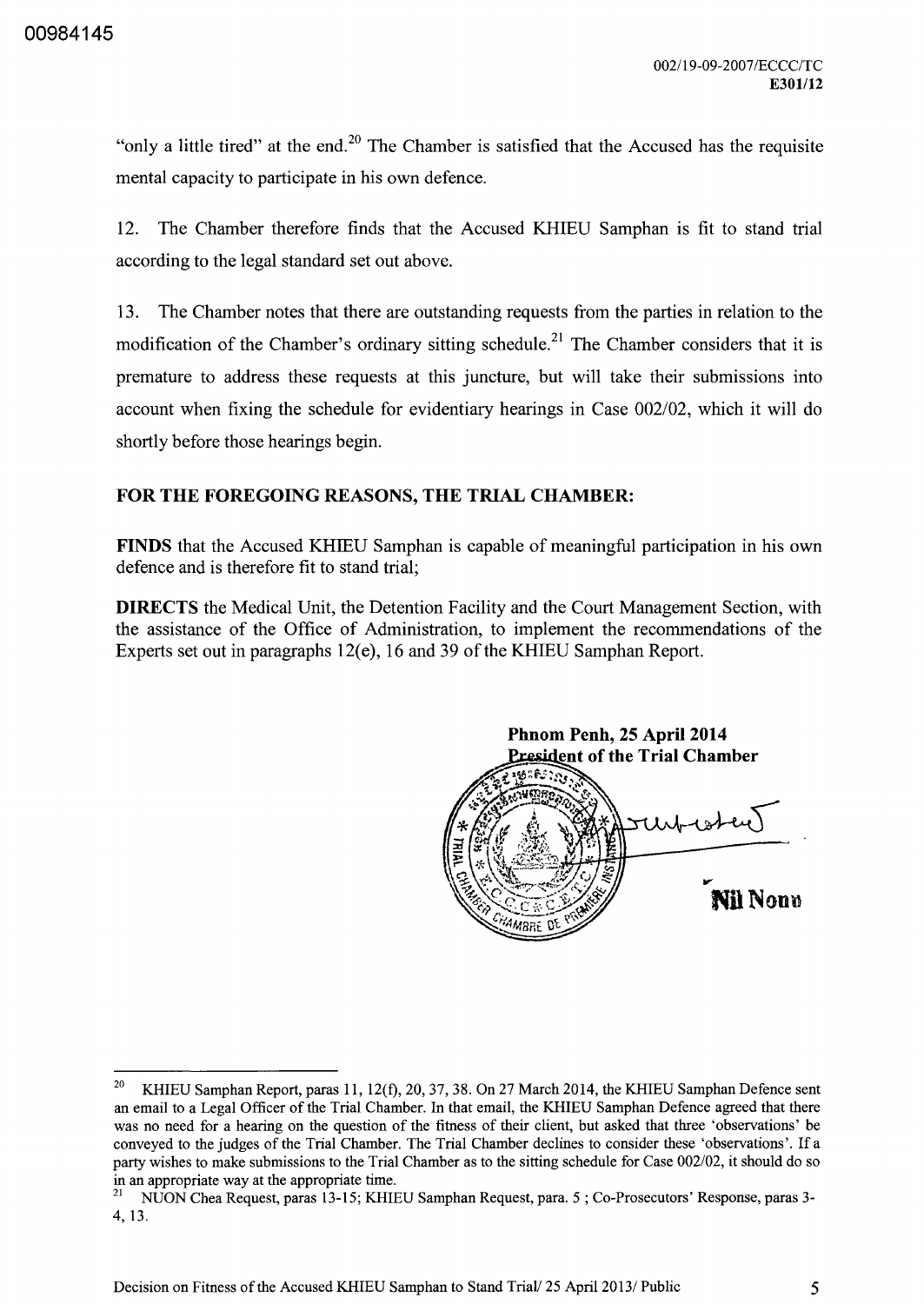"only a little tired" at the end.[20] The Chamber is satisfied that the Accused has the requisite mental capacity to participate in his own defence.

12. The Chamber therefore finds that the Accused KHIEU Samphan is fit to stand trial according to the legal standard set out above.

13. The Chamber notes that there are outstanding requests from the parties in relation to the modification of the Chamber's ordinary sitting schedule.[21] The Chamber considers that it is premature to address these requests at this juncture, but will take their submissions into account when fixing the schedule for evidentiary hearings in Case 002/02, which it will do shortly before those hearings begin.

**FOR THE FOREGOING REASONS, THE TRIAL CHAMBER:**

**FINDS** that the Accused KHIEU Samphan is capable of meaningful participation in his own defence and is therefore fit to stand trial;

**DIRECTS** the Medical Unit, the Detention Facility and the Court Management Section, with the assistance of the Office of Administration, to implement the recommendations of the Experts set out in paragraphs 12(e), 16 and 39 of the KHIEU Samphan Report.

**Phnom Penh, 25 April 2014**
**President of the Trial Chamber**

**Nil Nonn**

---

[20] KHIEU Samphan Report, paras 11, 12(f), 20, 37, 38. On 27 March 2014, the KHIEU Samphan Defence sent an email to a Legal Officer of the Trial Chamber. In that email, the KHIEU Samphan Defence agreed that there was no need for a hearing on the question of the fitness of their client, but asked that three 'observations' be conveyed to the judges of the Trial Chamber. The Trial Chamber declines to consider these 'observations'. If a party wishes to make submissions to the Trial Chamber as to the sitting schedule for Case 002/02, it should do so in an appropriate way at the appropriate time.

[21] NUON Chea Request, paras 13-15; KHIEU Samphan Request, para. 5 ; Co-Prosecutors' Response, paras 3-4, 13.